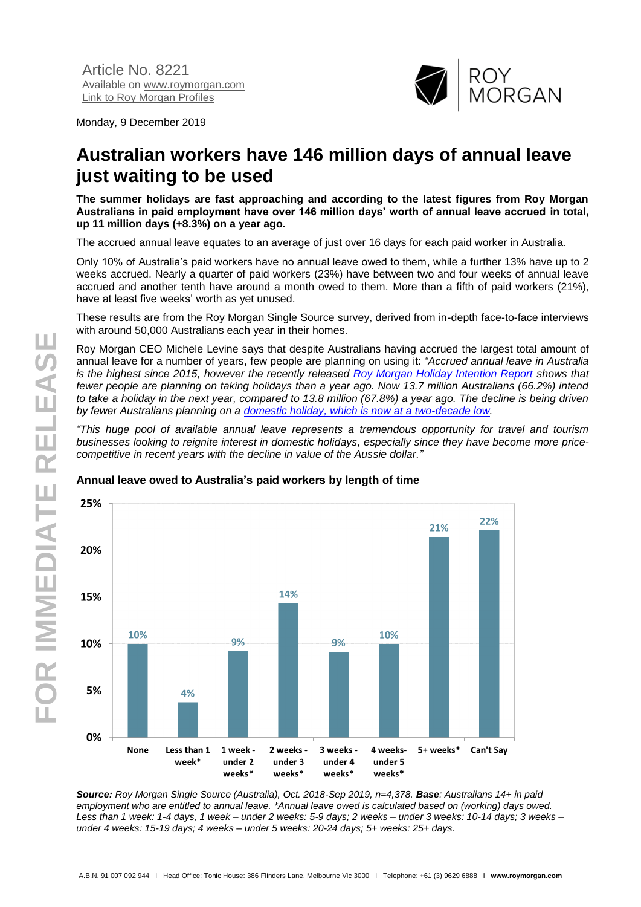Article No. 8221
Available on [www.roymorgan.com](www.roymorgan.com)
[Link to Roy Morgan Profiles]()

Monday, 9 December 2019

# Australian workers have 146 million days of annual leave just waiting to be used

**The summer holidays are fast approaching and according to the latest figures from Roy Morgan Australians in paid employment have over 146 million days' worth of annual leave accrued in total, up 11 million days (+8.3%) on a year ago.**

The accrued annual leave equates to an average of just over 16 days for each paid worker in Australia.

Only 10% of Australia's paid workers have no annual leave owed to them, while a further 13% have up to 2 weeks accrued. Nearly a quarter of paid workers (23%) have between two and four weeks of annual leave accrued and another tenth have around a month owed to them. More than a fifth of paid workers (21%), have at least five weeks' worth as yet unused.

These results are from the Roy Morgan Single Source survey, derived from in-depth face-to-face interviews with around 50,000 Australians each year in their homes.

Roy Morgan CEO Michele Levine says that despite Australians having accrued the largest total amount of annual leave for a number of years, few people are planning on using it: *"Accrued annual leave in Australia is the highest since 2015, however the recently released [Roy Morgan Holiday Intention Report]() shows that fewer people are planning on taking holidays than a year ago. Now 13.7 million Australians (66.2%) intend to take a holiday in the next year, compared to 13.8 million (67.8%) a year ago. The decline is being driven by fewer Australians planning on a [domestic holiday, which is now at a two-decade low]().*

*"This huge pool of available annual leave represents a tremendous opportunity for travel and tourism businesses looking to reignite interest in domestic holidays, especially since they have become more price-competitive in recent years with the decline in value of the Aussie dollar."*

### Annual leave owed to Australia's paid workers by length of time

| None | Less than 1 week* | 1 week - under 2 weeks* | 2 weeks - under 3 weeks* | 3 weeks - under 4 weeks* | 4 weeks- under 5 weeks* | 5+ weeks* | Can't Say |
|---|---|---|---|---|---|---|---|
| 10% | 4% | 9% | 14% | 9% | 10% | 21% | 22% |

***Source:*** *Roy Morgan Single Source (Australia), Oct. 2018-Sep 2019, n=4,378.* ***Base****: Australians 14+ in paid employment who are entitled to annual leave. \*Annual leave owed is calculated based on (working) days owed. Less than 1 week: 1-4 days, 1 week – under 2 weeks: 5-9 days; 2 weeks – under 3 weeks: 10-14 days; 3 weeks – under 4 weeks: 15-19 days; 4 weeks – under 5 weeks: 20-24 days; 5+ weeks: 25+ days.*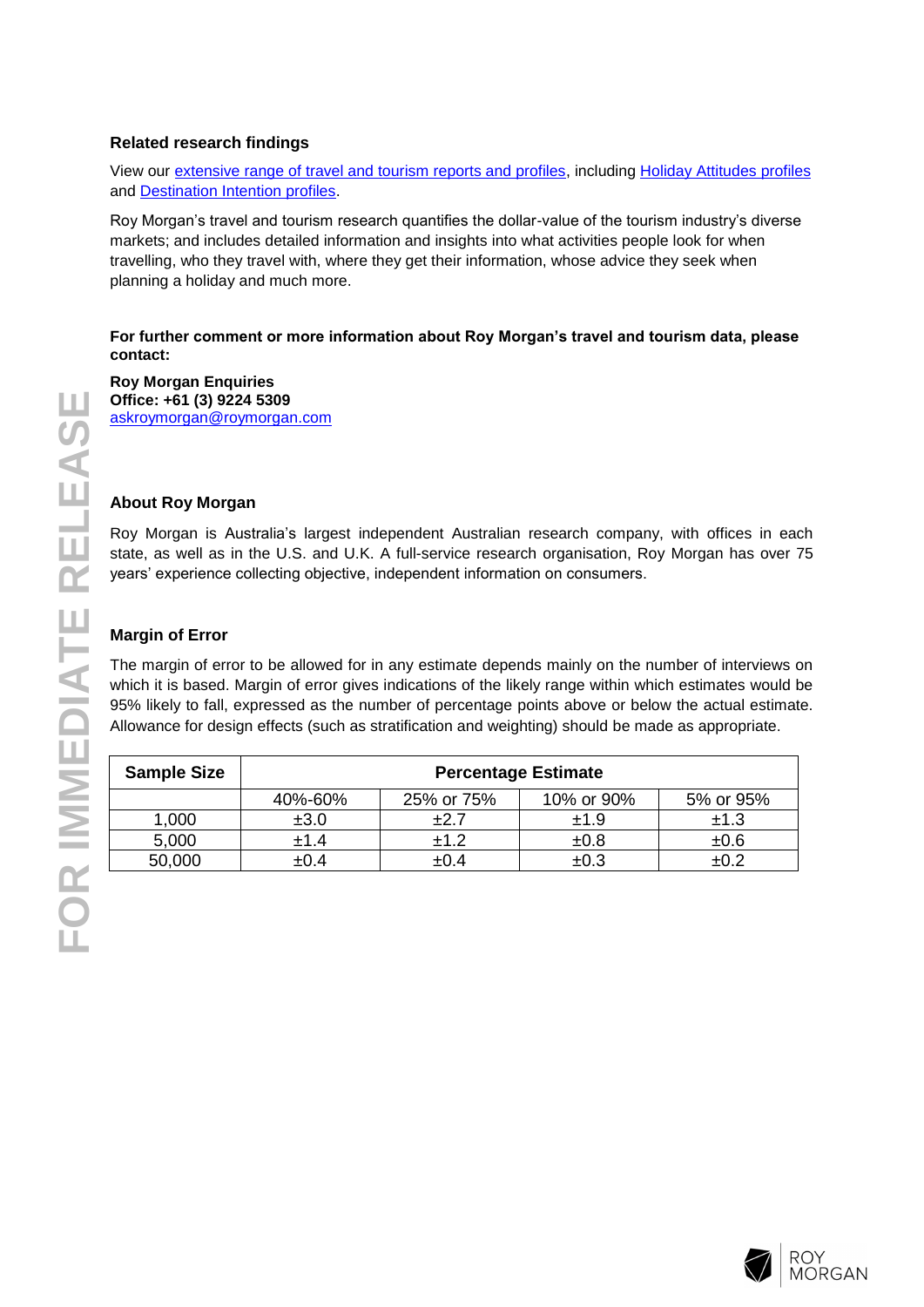### Related research findings

View our extensive range of travel and tourism reports and profiles, including Holiday Attitudes profiles and Destination Intention profiles.

Roy Morgan's travel and tourism research quantifies the dollar-value of the tourism industry's diverse markets; and includes detailed information and insights into what activities people look for when travelling, who they travel with, where they get their information, whose advice they seek when planning a holiday and much more.

**For further comment or more information about Roy Morgan's travel and tourism data, please contact:**

**Roy Morgan Enquiries**
**Office: +61 (3) 9224 5309**
askroymorgan@roymorgan.com

### About Roy Morgan

Roy Morgan is Australia's largest independent Australian research company, with offices in each state, as well as in the U.S. and U.K. A full-service research organisation, Roy Morgan has over 75 years' experience collecting objective, independent information on consumers.

### Margin of Error

The margin of error to be allowed for in any estimate depends mainly on the number of interviews on which it is based. Margin of error gives indications of the likely range within which estimates would be 95% likely to fall, expressed as the number of percentage points above or below the actual estimate. Allowance for design effects (such as stratification and weighting) should be made as appropriate.

| Sample Size | Percentage Estimate | | | |
|---|---|---|---|---|
| | 40%-60% | 25% or 75% | 10% or 90% | 5% or 95% |
| 1,000 | ±3.0 | ±2.7 | ±1.9 | ±1.3 |
| 5,000 | ±1.4 | ±1.2 | ±0.8 | ±0.6 |
| 50,000 | ±0.4 | ±0.4 | ±0.3 | ±0.2 |